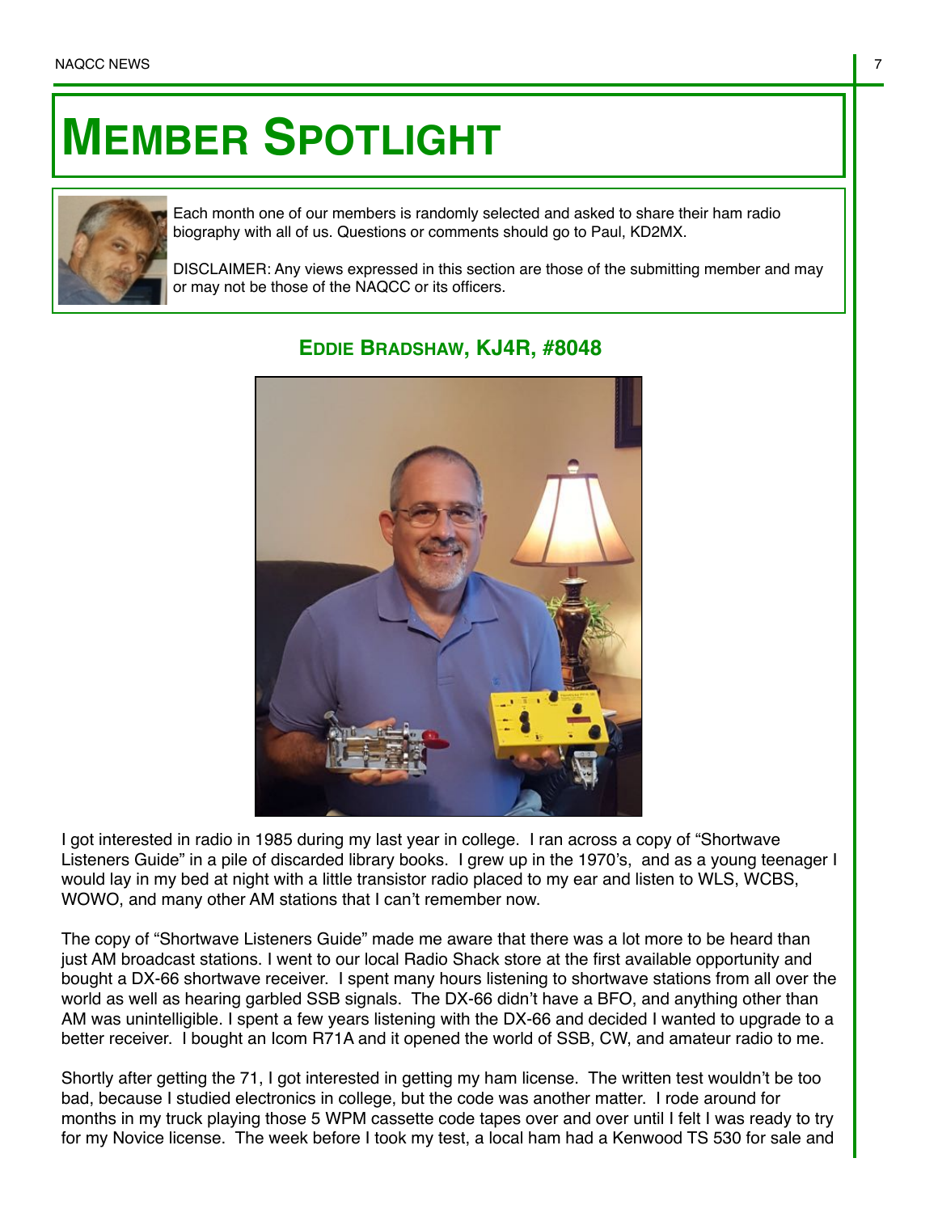# MEMBER SPOTLIGHT

Each month one of our members is randomly selected and asked to share their ham radio biography with all of us. Questions or comments should go to Paul, KD2MX.

DISCLAIMER: Any views expressed in this section are those of the submitting member and may or may not be those of the NAQCC or its officers.

## EDDIE BRADSHAW, KJ4R, #8048

I got interested in radio in 1985 during my last year in college. I ran across a copy of "Shortwave Listeners Guide" in a pile of discarded library books. I grew up in the 1970's, and as a young teenager I would lay in my bed at night with a little transistor radio placed to my ear and listen to WLS, WCBS, WOWO, and many other AM stations that I can't remember now.

The copy of "Shortwave Listeners Guide" made me aware that there was a lot more to be heard than just AM broadcast stations. I went to our local Radio Shack store at the first available opportunity and bought a DX-66 shortwave receiver. I spent many hours listening to shortwave stations from all over the world as well as hearing garbled SSB signals. The DX-66 didn't have a BFO, and anything other than AM was unintelligible. I spent a few years listening with the DX-66 and decided I wanted to upgrade to a better receiver. I bought an Icom R71A and it opened the world of SSB, CW, and amateur radio to me.

Shortly after getting the 71, I got interested in getting my ham license. The written test wouldn't be too bad, because I studied electronics in college, but the code was another matter. I rode around for months in my truck playing those 5 WPM cassette code tapes over and over until I felt I was ready to try for my Novice license. The week before I took my test, a local ham had a Kenwood TS 530 for sale and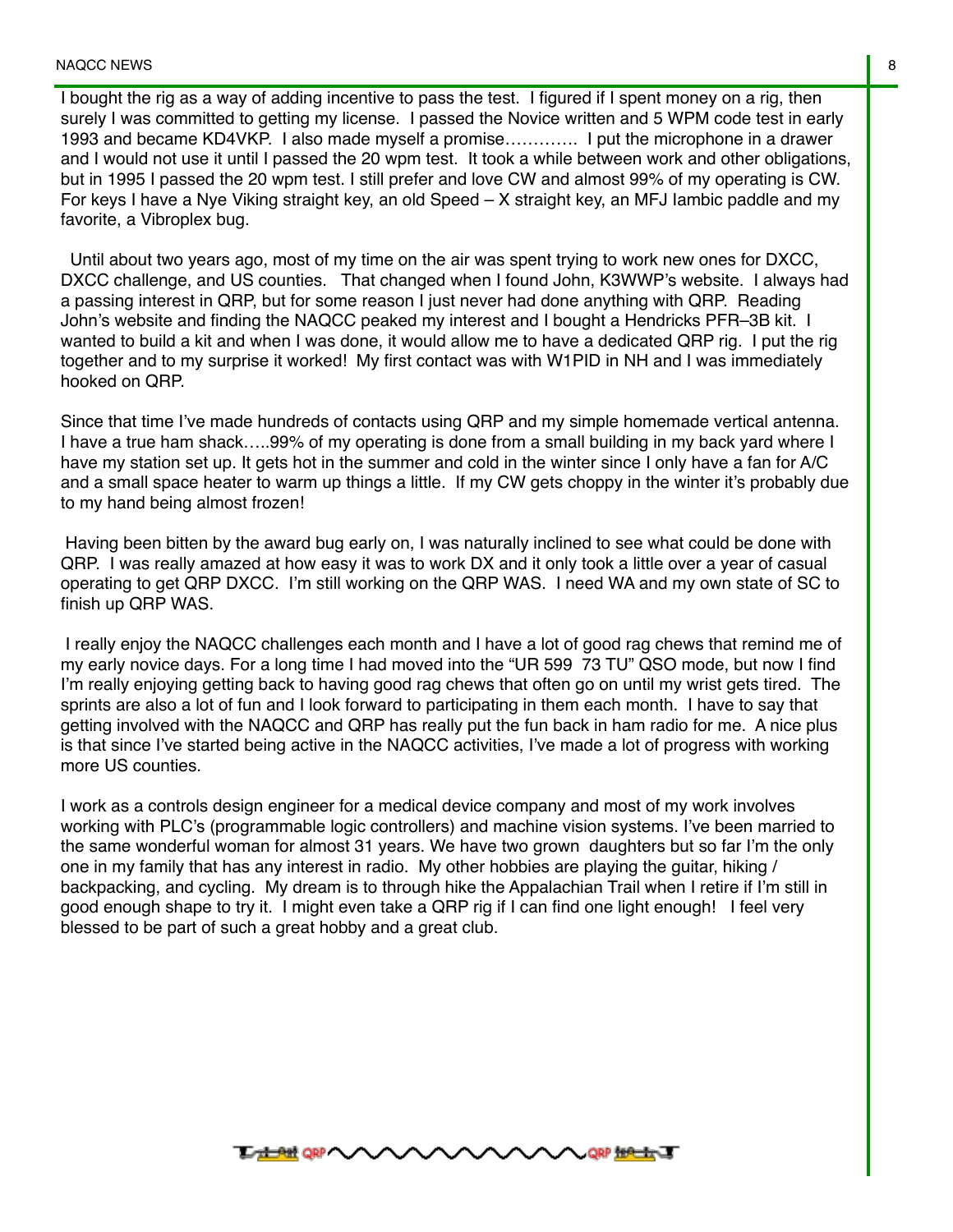I bought the rig as a way of adding incentive to pass the test. I figured if I spent money on a rig, then surely I was committed to getting my license. I passed the Novice written and 5 WPM code test in early 1993 and became KD4VKP. I also made myself a promise………… I put the microphone in a drawer and I would not use it until I passed the 20 wpm test. It took a while between work and other obligations, but in 1995 I passed the 20 wpm test. I still prefer and love CW and almost 99% of my operating is CW. For keys I have a Nye Viking straight key, an old Speed – X straight key, an MFJ Iambic paddle and my favorite, a Vibroplex bug.

Until about two years ago, most of my time on the air was spent trying to work new ones for DXCC, DXCC challenge, and US counties. That changed when I found John, K3WWP's website. I always had a passing interest in QRP, but for some reason I just never had done anything with QRP. Reading John's website and finding the NAQCC peaked my interest and I bought a Hendricks PFR–3B kit. I wanted to build a kit and when I was done, it would allow me to have a dedicated QRP rig. I put the rig together and to my surprise it worked! My first contact was with W1PID in NH and I was immediately hooked on QRP.

Since that time I've made hundreds of contacts using QRP and my simple homemade vertical antenna. I have a true ham shack…..99% of my operating is done from a small building in my back yard where I have my station set up. It gets hot in the summer and cold in the winter since I only have a fan for A/C and a small space heater to warm up things a little. If my CW gets choppy in the winter it's probably due to my hand being almost frozen!

Having been bitten by the award bug early on, I was naturally inclined to see what could be done with QRP. I was really amazed at how easy it was to work DX and it only took a little over a year of casual operating to get QRP DXCC. I'm still working on the QRP WAS. I need WA and my own state of SC to finish up QRP WAS.

I really enjoy the NAQCC challenges each month and I have a lot of good rag chews that remind me of my early novice days. For a long time I had moved into the "UR 599 73 TU" QSO mode, but now I find I'm really enjoying getting back to having good rag chews that often go on until my wrist gets tired. The sprints are also a lot of fun and I look forward to participating in them each month. I have to say that getting involved with the NAQCC and QRP has really put the fun back in ham radio for me. A nice plus is that since I've started being active in the NAQCC activities, I've made a lot of progress with working more US counties.

I work as a controls design engineer for a medical device company and most of my work involves working with PLC's (programmable logic controllers) and machine vision systems. I've been married to the same wonderful woman for almost 31 years. We have two grown daughters but so far I'm the only one in my family that has any interest in radio. My other hobbies are playing the guitar, hiking / backpacking, and cycling. My dream is to through hike the Appalachian Trail when I retire if I'm still in good enough shape to try it. I might even take a QRP rig if I can find one light enough! I feel very blessed to be part of such a great hobby and a great club.